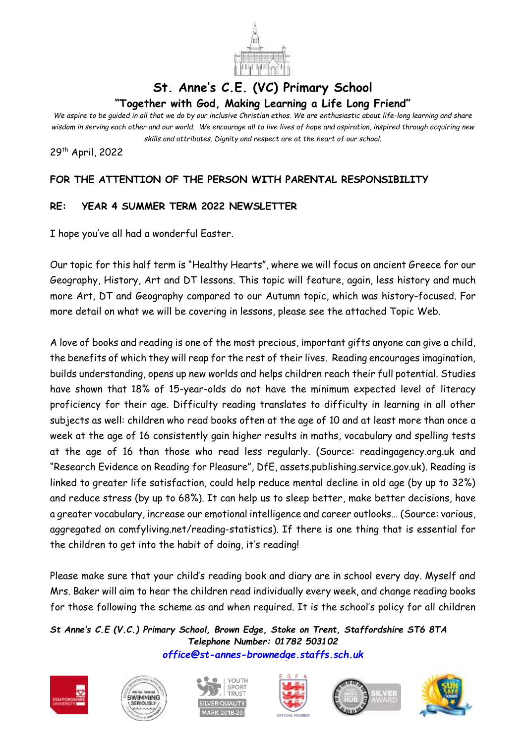# St. Anne's C.E. (VC) Primary School

## "Together with God, Making Learning a Life Long Friend"

*We aspire to be guided in all that we do by our inclusive Christian ethos. We are enthusiastic about life-long learning and share wisdom in serving each other and our world. We encourage all to live lives of hope and aspiration, inspired through acquiring new skills and attributes. Dignity and respect are at the heart of our school.*

29th April, 2022

**FOR THE ATTENTION OF THE PERSON WITH PARENTAL RESPONSIBILITY**

**RE: YEAR 4 SUMMER TERM 2022 NEWSLETTER**

I hope you've all had a wonderful Easter.

Our topic for this half term is "Healthy Hearts", where we will focus on ancient Greece for our Geography, History, Art and DT lessons. This topic will feature, again, less history and much more Art, DT and Geography compared to our Autumn topic, which was history-focused. For more detail on what we will be covering in lessons, please see the attached Topic Web.

A love of books and reading is one of the most precious, important gifts anyone can give a child, the benefits of which they will reap for the rest of their lives. Reading encourages imagination, builds understanding, opens up new worlds and helps children reach their full potential. Studies have shown that 18% of 15-year-olds do not have the minimum expected level of literacy proficiency for their age. Difficulty reading translates to difficulty in learning in all other subjects as well: children who read books often at the age of 10 and at least more than once a week at the age of 16 consistently gain higher results in maths, vocabulary and spelling tests at the age of 16 than those who read less regularly. (Source: readingagency.org.uk and "Research Evidence on Reading for Pleasure", DfE, assets.publishing.service.gov.uk). Reading is linked to greater life satisfaction, could help reduce mental decline in old age (by up to 32%) and reduce stress (by up to 68%). It can help us to sleep better, make better decisions, have a greater vocabulary, increase our emotional intelligence and career outlooks… (Source: various, aggregated on comfyliving.net/reading-statistics). If there is one thing that is essential for the children to get into the habit of doing, it's reading!

Please make sure that your child's reading book and diary are in school every day. Myself and Mrs. Baker will aim to hear the children read individually every week, and change reading books for those following the scheme as and when required. It is the school's policy for all children

***St Anne's C.E (V.C.) Primary School, Brown Edge, Stoke on Trent, Staffordshire ST6 8TA***
***Telephone Number: 01782 503102***
***office@st-annes-brownedge.staffs.sch.uk***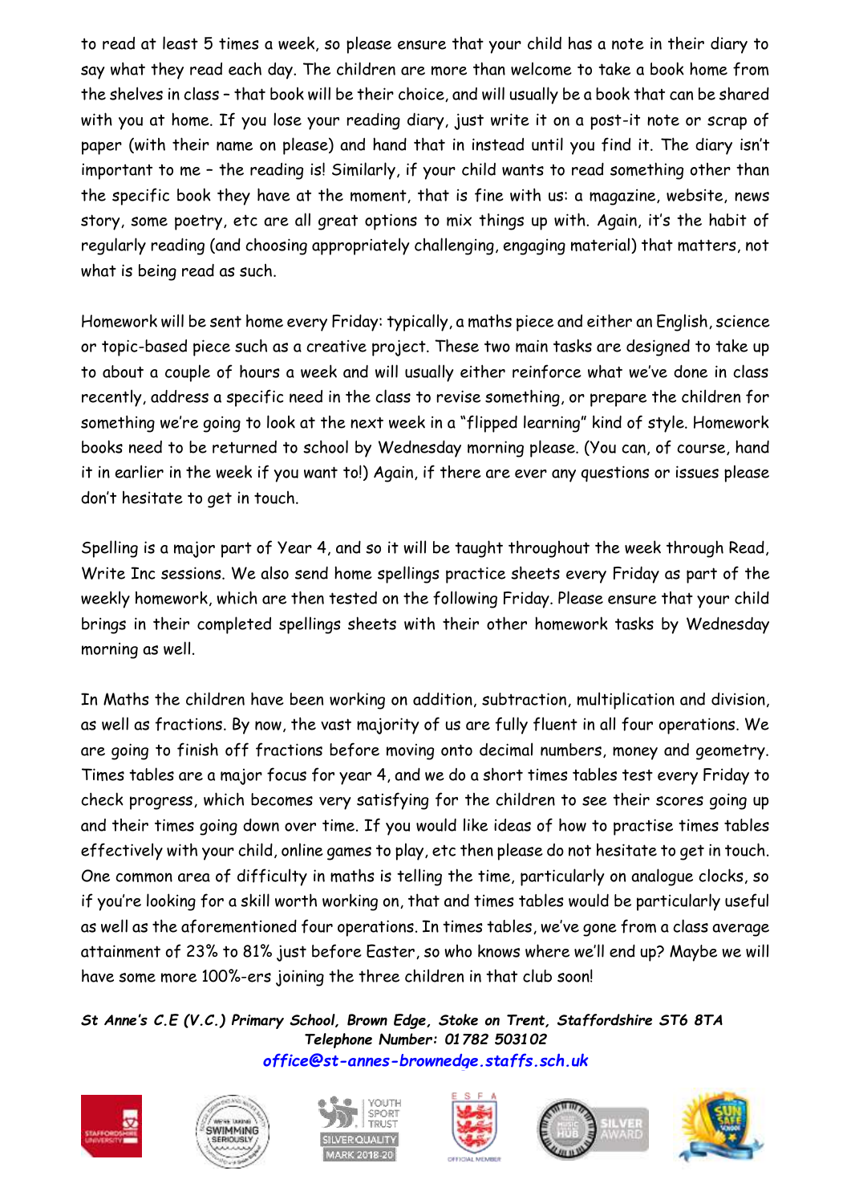to read at least 5 times a week, so please ensure that your child has a note in their diary to say what they read each day. The children are more than welcome to take a book home from the shelves in class – that book will be their choice, and will usually be a book that can be shared with you at home. If you lose your reading diary, just write it on a post-it note or scrap of paper (with their name on please) and hand that in instead until you find it. The diary isn't important to me – the reading is! Similarly, if your child wants to read something other than the specific book they have at the moment, that is fine with us: a magazine, website, news story, some poetry, etc are all great options to mix things up with. Again, it's the habit of regularly reading (and choosing appropriately challenging, engaging material) that matters, not what is being read as such.

Homework will be sent home every Friday: typically, a maths piece and either an English, science or topic-based piece such as a creative project. These two main tasks are designed to take up to about a couple of hours a week and will usually either reinforce what we've done in class recently, address a specific need in the class to revise something, or prepare the children for something we're going to look at the next week in a "flipped learning" kind of style. Homework books need to be returned to school by Wednesday morning please. (You can, of course, hand it in earlier in the week if you want to!) Again, if there are ever any questions or issues please don't hesitate to get in touch.

Spelling is a major part of Year 4, and so it will be taught throughout the week through Read, Write Inc sessions. We also send home spellings practice sheets every Friday as part of the weekly homework, which are then tested on the following Friday. Please ensure that your child brings in their completed spellings sheets with their other homework tasks by Wednesday morning as well.

In Maths the children have been working on addition, subtraction, multiplication and division, as well as fractions. By now, the vast majority of us are fully fluent in all four operations. We are going to finish off fractions before moving onto decimal numbers, money and geometry. Times tables are a major focus for year 4, and we do a short times tables test every Friday to check progress, which becomes very satisfying for the children to see their scores going up and their times going down over time. If you would like ideas of how to practise times tables effectively with your child, online games to play, etc then please do not hesitate to get in touch. One common area of difficulty in maths is telling the time, particularly on analogue clocks, so if you're looking for a skill worth working on, that and times tables would be particularly useful as well as the aforementioned four operations. In times tables, we've gone from a class average attainment of 23% to 81% just before Easter, so who knows where we'll end up? Maybe we will have some more 100%-ers joining the three children in that club soon!

***St Anne's C.E (V.C.) Primary School, Brown Edge, Stoke on Trent, Staffordshire ST6 8TA***
***Telephone Number: 01782 503102***
***office@st-annes-brownedge.staffs.sch.uk***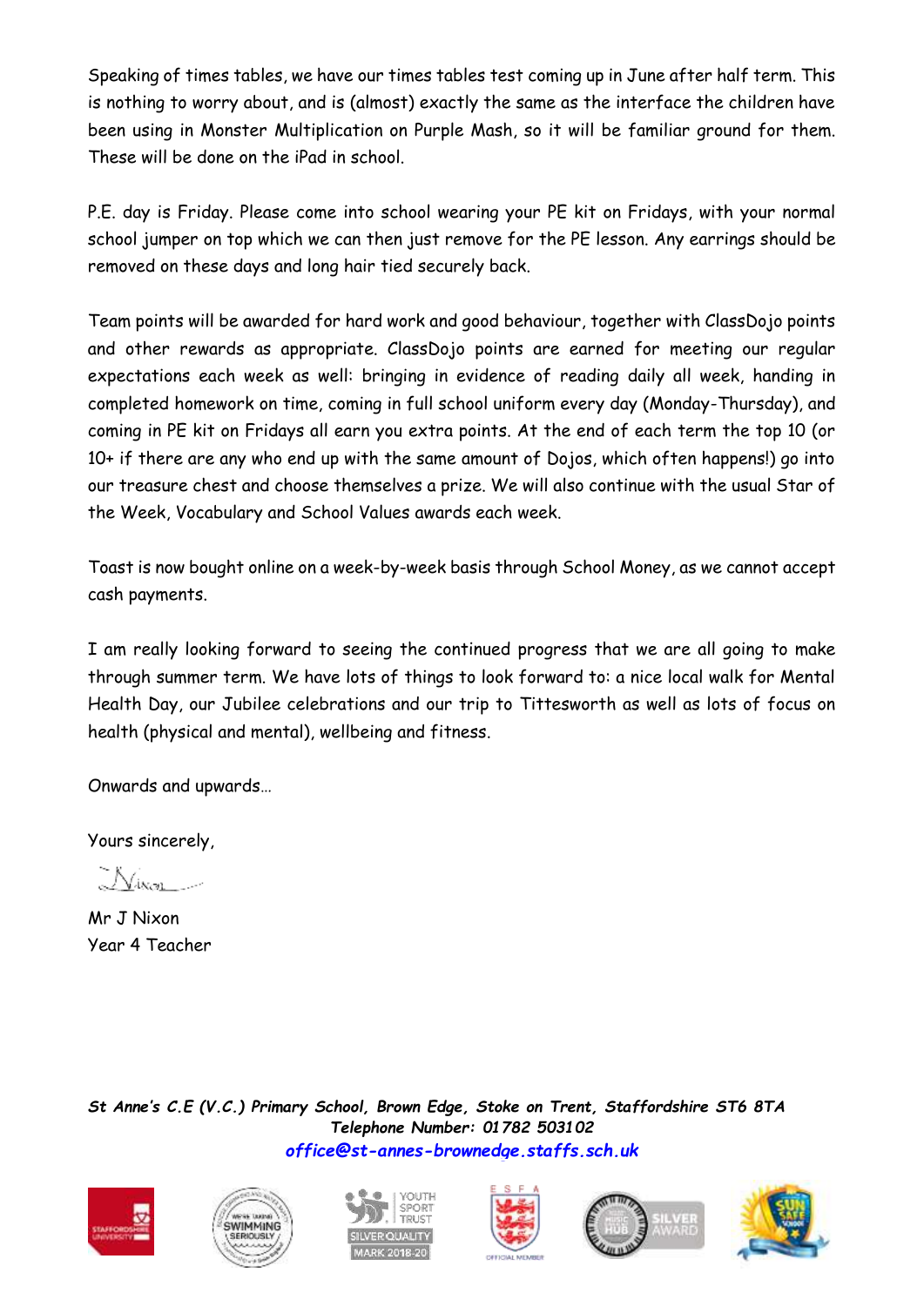Speaking of times tables, we have our times tables test coming up in June after half term. This is nothing to worry about, and is (almost) exactly the same as the interface the children have been using in Monster Multiplication on Purple Mash, so it will be familiar ground for them. These will be done on the iPad in school.

P.E. day is Friday. Please come into school wearing your PE kit on Fridays, with your normal school jumper on top which we can then just remove for the PE lesson. Any earrings should be removed on these days and long hair tied securely back.

Team points will be awarded for hard work and good behaviour, together with ClassDojo points and other rewards as appropriate. ClassDojo points are earned for meeting our regular expectations each week as well: bringing in evidence of reading daily all week, handing in completed homework on time, coming in full school uniform every day (Monday-Thursday), and coming in PE kit on Fridays all earn you extra points. At the end of each term the top 10 (or 10+ if there are any who end up with the same amount of Dojos, which often happens!) go into our treasure chest and choose themselves a prize. We will also continue with the usual Star of the Week, Vocabulary and School Values awards each week.

Toast is now bought online on a week-by-week basis through School Money, as we cannot accept cash payments.

I am really looking forward to seeing the continued progress that we are all going to make through summer term. We have lots of things to look forward to: a nice local walk for Mental Health Day, our Jubilee celebrations and our trip to Tittesworth as well as lots of focus on health (physical and mental), wellbeing and fitness.

Onwards and upwards…

Yours sincerely,

Mr J Nixon
Year 4 Teacher

***St Anne's C.E (V.C.) Primary School, Brown Edge, Stoke on Trent, Staffordshire ST6 8TA***
***Telephone Number: 01782 503102***
***office@st-annes-brownedge.staffs.sch.uk***